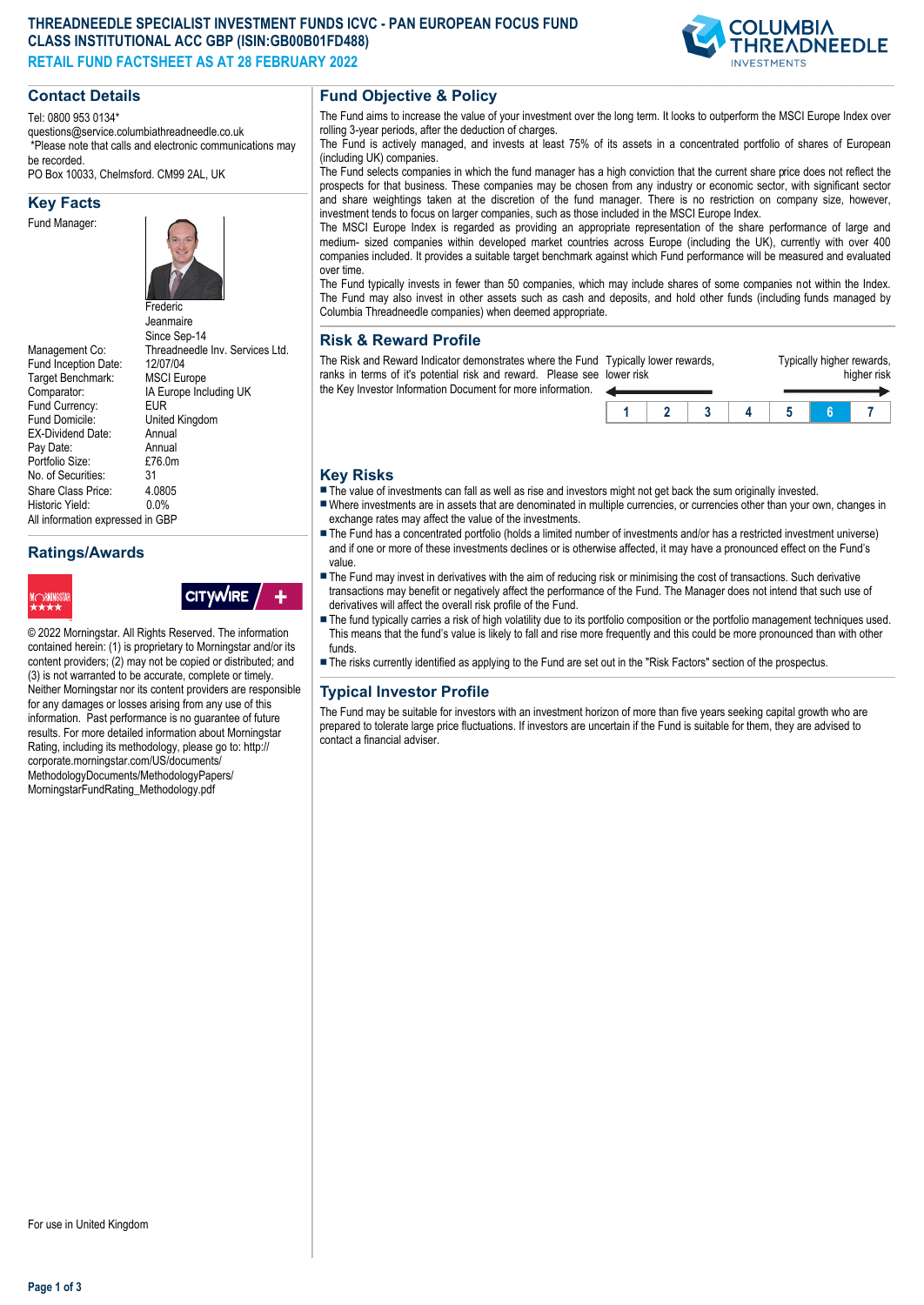# THREADNEEDLE SPECIALIST INVESTMENT FUNDS ICVC - PAN EUROPEAN FOCUS FUND CLASS INSTITUTIONAL ACC GBP (ISIN:GB00B01FD488)

**RETAIL FUND FACTSHEET AS AT 28 FEBRUARY 2022**

## Contact Details

Tel: 0800 953 0134*
questions@service.columbiathreadneedle.co.uk
*Please note that calls and electronic communications may be recorded.
PO Box 10033, Chelmsford. CM99 2AL, UK

## Key Facts

| | |
|---|---|
| Fund Manager: | Frederic Jeanmaire Since Sep-14 |
| Management Co: | Threadneedle Inv. Services Ltd. |
| Fund Inception Date: | 12/07/04 |
| Target Benchmark: | MSCI Europe |
| Comparator: | IA Europe Including UK |
| Fund Currency: | EUR |
| Fund Domicile: | United Kingdom |
| EX-Dividend Date: | Annual |
| Pay Date: | Annual |
| Portfolio Size: | £76.0m |
| No. of Securities: | 31 |
| Share Class Price: | 4.0805 |
| Historic Yield: | 0.0% |

All information expressed in GBP

## Ratings/Awards

© 2022 Morningstar. All Rights Reserved. The information contained herein: (1) is proprietary to Morningstar and/or its content providers; (2) may not be copied or distributed; and (3) is not warranted to be accurate, complete or timely. Neither Morningstar nor its content providers are responsible for any damages or losses arising from any use of this information. Past performance is no guarantee of future results. For more detailed information about Morningstar Rating, including its methodology, please go to: http://corporate.morningstar.com/US/documents/MethodologyDocuments/MethodologyPapers/MorningstarFundRating_Methodology.pdf

For use in United Kingdom

## Fund Objective & Policy

The Fund aims to increase the value of your investment over the long term. It looks to outperform the MSCI Europe Index over rolling 3-year periods, after the deduction of charges.

The Fund is actively managed, and invests at least 75% of its assets in a concentrated portfolio of shares of European (including UK) companies.

The Fund selects companies in which the fund manager has a high conviction that the current share price does not reflect the prospects for that business. These companies may be chosen from any industry or economic sector, with significant sector and share weightings taken at the discretion of the fund manager. There is no restriction on company size, however, investment tends to focus on larger companies, such as those included in the MSCI Europe Index.

The MSCI Europe Index is regarded as providing an appropriate representation of the share performance of large and medium- sized companies within developed market countries across Europe (including the UK), currently with over 400 companies included. It provides a suitable target benchmark against which Fund performance will be measured and evaluated over time.

The Fund typically invests in fewer than 50 companies, which may include shares of some companies not within the Index. The Fund may also invest in other assets such as cash and deposits, and hold other funds (including funds managed by Columbia Threadneedle companies) when deemed appropriate.

## Risk & Reward Profile

The Risk and Reward Indicator demonstrates where the Fund ranks in terms of it's potential risk and reward. Please see the Key Investor Information Document for more information.

Typically lower rewards, lower risk — Typically higher rewards, higher risk

| 1 | 2 | 3 | 4 | 5 | **6** | 7 |
|---|---|---|---|---|---|---|

## Key Risks

- The value of investments can fall as well as rise and investors might not get back the sum originally invested.
- Where investments are in assets that are denominated in multiple currencies, or currencies other than your own, changes in exchange rates may affect the value of the investments.
- The Fund has a concentrated portfolio (holds a limited number of investments and/or has a restricted investment universe) and if one or more of these investments declines or is otherwise affected, it may have a pronounced effect on the Fund's value.
- The Fund may invest in derivatives with the aim of reducing risk or minimising the cost of transactions. Such derivative transactions may benefit or negatively affect the performance of the Fund. The Manager does not intend that such use of derivatives will affect the overall risk profile of the Fund.
- The fund typically carries a risk of high volatility due to its portfolio composition or the portfolio management techniques used. This means that the fund's value is likely to fall and rise more frequently and this could be more pronounced than with other funds.
- The risks currently identified as applying to the Fund are set out in the "Risk Factors" section of the prospectus.

## Typical Investor Profile

The Fund may be suitable for investors with an investment horizon of more than five years seeking capital growth who are prepared to tolerate large price fluctuations. If investors are uncertain if the Fund is suitable for them, they are advised to contact a financial adviser.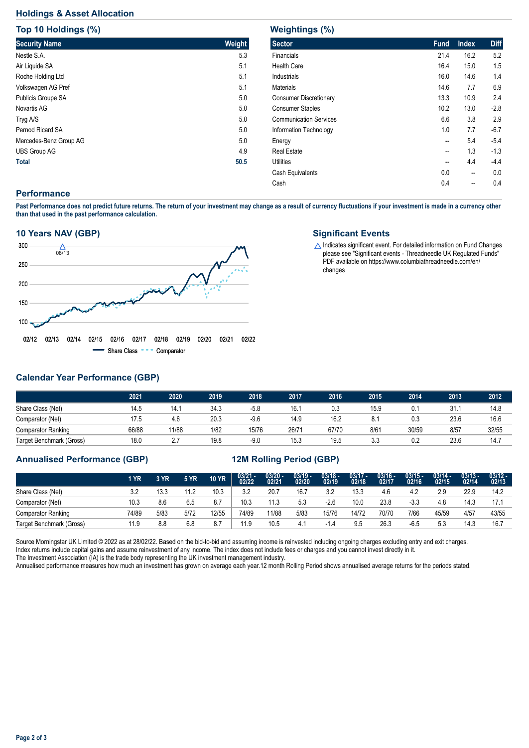## Holdings & Asset Allocation

### Top 10 Holdings (%)

| Security Name | Weight |
|---|---|
| Nestle S.A. | 5.3 |
| Air Liquide SA | 5.1 |
| Roche Holding Ltd | 5.1 |
| Volkswagen AG Pref | 5.1 |
| Publicis Groupe SA | 5.0 |
| Novartis AG | 5.0 |
| Tryg A/S | 5.0 |
| Pernod Ricard SA | 5.0 |
| Mercedes-Benz Group AG | 5.0 |
| UBS Group AG | 4.9 |
| **Total** | **50.5** |

### Weightings (%)

| Sector | Fund | Index | Diff |
|---|---|---|---|
| Financials | 21.4 | 16.2 | 5.2 |
| Health Care | 16.4 | 15.0 | 1.5 |
| Industrials | 16.0 | 14.6 | 1.4 |
| Materials | 14.6 | 7.7 | 6.9 |
| Consumer Discretionary | 13.3 | 10.9 | 2.4 |
| Consumer Staples | 10.2 | 13.0 | -2.8 |
| Communication Services | 6.6 | 3.8 | 2.9 |
| Information Technology | 1.0 | 7.7 | -6.7 |
| Energy | -- | 5.4 | -5.4 |
| Real Estate | -- | 1.3 | -1.3 |
| Utilities | -- | 4.4 | -4.4 |
| Cash Equivalents | 0.0 | -- | 0.0 |
| Cash | 0.4 | -- | 0.4 |

## Performance

**Past Performance does not predict future returns. The return of your investment may change as a result of currency fluctuations if your investment is made in a currency other than that used in the past performance calculation.**

### 10 Years NAV (GBP)

300, 250, 200, 150, 100

△ 08/13

02/12 02/13 02/14 02/15 02/16 02/17 02/18 02/19 02/20 02/21 02/22

Share Class — Comparator

### Significant Events

△ Indicates significant event. For detailed information on Fund Changes please see "Significant events - Threadneedle UK Regulated Funds" PDF available on https://www.columbiathreadneedle.com/en/changes

### Calendar Year Performance (GBP)

| | 2021 | 2020 | 2019 | 2018 | 2017 | 2016 | 2015 | 2014 | 2013 | 2012 |
|---|---|---|---|---|---|---|---|---|---|---|
| Share Class (Net) | 14.5 | 14.1 | 34.3 | -5.8 | 16.1 | 0.3 | 15.9 | 0.1 | 31.1 | 14.8 |
| Comparator (Net) | 17.5 | 4.6 | 20.3 | -9.6 | 14.9 | 16.2 | 8.1 | 0.3 | 23.6 | 16.6 |
| Comparator Ranking | 66/88 | 11/88 | 1/82 | 15/76 | 26/71 | 67/70 | 8/61 | 30/59 | 8/57 | 32/55 |
| Target Benchmark (Gross) | 18.0 | 2.7 | 19.8 | -9.0 | 15.3 | 19.5 | 3.3 | 0.2 | 23.6 | 14.7 |

### Annualised Performance (GBP) / 12M Rolling Period (GBP)

| | 1 YR | 3 YR | 5 YR | 10 YR | 03/21 - 02/22 | 03/20 - 02/21 | 03/19 - 02/20 | 03/18 - 02/19 | 03/17 - 02/18 | 03/16 - 02/17 | 03/15 - 02/16 | 03/14 - 02/15 | 03/13 - 02/14 | 03/12 - 02/13 |
|---|---|---|---|---|---|---|---|---|---|---|---|---|---|---|
| Share Class (Net) | 3.2 | 13.3 | 11.2 | 10.3 | 3.2 | 20.7 | 16.7 | 3.2 | 13.3 | 4.6 | 4.2 | 2.9 | 22.9 | 14.2 |
| Comparator (Net) | 10.3 | 8.6 | 6.5 | 8.7 | 10.3 | 11.3 | 5.3 | -2.6 | 10.0 | 23.8 | -3.3 | 4.8 | 14.3 | 17.1 |
| Comparator Ranking | 74/89 | 5/83 | 5/72 | 12/55 | 74/89 | 11/88 | 5/83 | 15/76 | 14/72 | 70/70 | 7/66 | 45/59 | 4/57 | 43/55 |
| Target Benchmark (Gross) | 11.9 | 8.8 | 6.8 | 8.7 | 11.9 | 10.5 | 4.1 | -1.4 | 9.5 | 26.3 | -6.5 | 5.3 | 14.3 | 16.7 |

Source Morningstar UK Limited © 2022 as at 28/02/22. Based on the bid-to-bid and assuming income is reinvested including ongoing charges excluding entry and exit charges. Index returns include capital gains and assume reinvestment of any income. The index does not include fees or charges and you cannot invest directly in it.
The Investment Association (IA) is the trade body representing the UK investment management industry.
Annualised performance measures how much an investment has grown on average each year.12 month Rolling Period shows annualised average returns for the periods stated.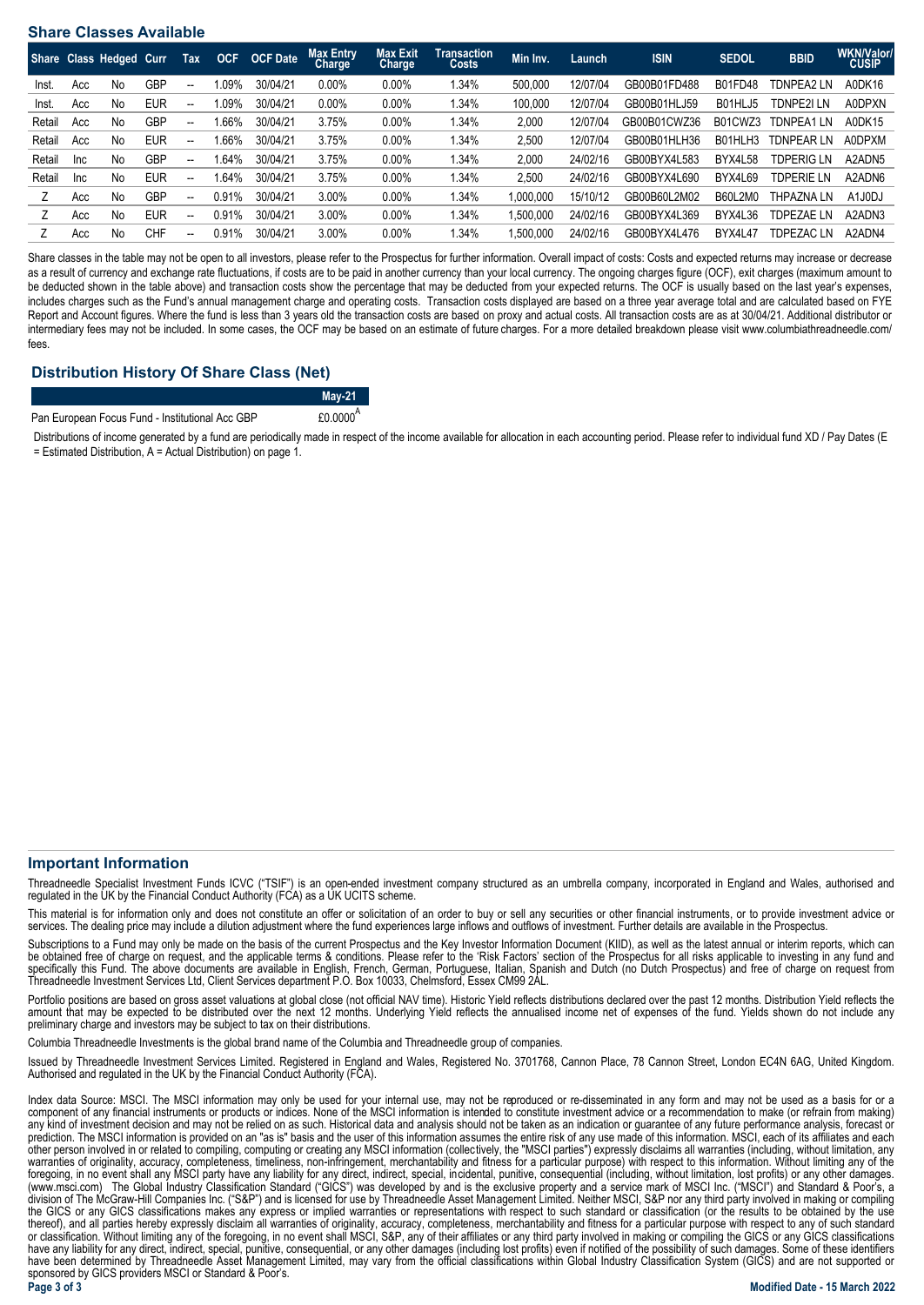## Share Classes Available

| Share | Class | Hedged | Curr | Tax | OCF | OCF Date | Max Entry Charge | Max Exit Charge | Transaction Costs | Min Inv. | Launch | ISIN | SEDOL | BBID | WKN/Valor/CUSIP |
|---|---|---|---|---|---|---|---|---|---|---|---|---|---|---|---|
| Inst. | Acc | No | GBP | -- | 1.09% | 30/04/21 | 0.00% | 0.00% | 1.34% | 500,000 | 12/07/04 | GB00B01FD488 | B01FD48 | TDNPEA2 LN | A0DK16 |
| Inst. | Acc | No | EUR | -- | 1.09% | 30/04/21 | 0.00% | 0.00% | 1.34% | 100,000 | 12/07/04 | GB00B01HLJ59 | B01HLJ5 | TDNPE2I LN | A0DPXN |
| Retail | Acc | No | GBP | -- | 1.66% | 30/04/21 | 3.75% | 0.00% | 1.34% | 2,000 | 12/07/04 | GB00B01CWZ36 | B01CWZ3 | TDNPEA1 LN | A0DK15 |
| Retail | Acc | No | EUR | -- | 1.66% | 30/04/21 | 3.75% | 0.00% | 1.34% | 2,500 | 12/07/04 | GB00B01HLH36 | B01HLH3 | TDNPEAR LN | A0DPXM |
| Retail | Inc | No | GBP | -- | 1.64% | 30/04/21 | 3.75% | 0.00% | 1.34% | 2,000 | 24/02/16 | GB00BYX4L583 | BYX4L58 | TDPERIG LN | A2ADN5 |
| Retail | Inc | No | EUR | -- | 1.64% | 30/04/21 | 3.75% | 0.00% | 1.34% | 2,500 | 24/02/16 | GB00BYX4L690 | BYX4L69 | TDPERIE LN | A2ADN6 |
| Z | Acc | No | GBP | -- | 0.91% | 30/04/21 | 3.00% | 0.00% | 1.34% | 1,000,000 | 15/10/12 | GB00B60L2M02 | B60L2M0 | THPAZNA LN | A1J0DJ |
| Z | Acc | No | EUR | -- | 0.91% | 30/04/21 | 3.00% | 0.00% | 1.34% | 1,500,000 | 24/02/16 | GB00BYX4L369 | BYX4L36 | TDPEZAE LN | A2ADN3 |
| Z | Acc | No | CHF | -- | 0.91% | 30/04/21 | 3.00% | 0.00% | 1.34% | 1,500,000 | 24/02/16 | GB00BYX4L476 | BYX4L47 | TDPEZAC LN | A2ADN4 |

Share classes in the table may not be open to all investors, please refer to the Prospectus for further information. Overall impact of costs: Costs and expected returns may increase or decrease as a result of currency and exchange rate fluctuations, if costs are to be paid in another currency than your local currency. The ongoing charges figure (OCF), exit charges (maximum amount to be deducted shown in the table above) and transaction costs show the percentage that may be deducted from your expected returns. The OCF is usually based on the last year's expenses, includes charges such as the Fund's annual management charge and operating costs. Transaction costs displayed are based on a three year average total and are calculated based on FYE Report and Account figures. Where the fund is less than 3 years old the transaction costs are based on proxy and actual costs. All transaction costs are as at 30/04/21. Additional distributor or intermediary fees may not be included. In some cases, the OCF may be based on an estimate of future charges. For a more detailed breakdown please visit www.columbiathreadneedle.com/fees.

## Distribution History Of Share Class (Net)

| | May-21 |
|---|---|
| Pan European Focus Fund - Institutional Acc GBP | £0.0000[A] |

Distributions of income generated by a fund are periodically made in respect of the income available for allocation in each accounting period. Please refer to individual fund XD / Pay Dates (E = Estimated Distribution, A = Actual Distribution) on page 1.

## Important Information

Threadneedle Specialist Investment Funds ICVC ("TSIF") is an open-ended investment company structured as an umbrella company, incorporated in England and Wales, authorised and regulated in the UK by the Financial Conduct Authority (FCA) as a UK UCITS scheme.

This material is for information only and does not constitute an offer or solicitation of an order to buy or sell any securities or other financial instruments, or to provide investment advice or services. The dealing price may include a dilution adjustment where the fund experiences large inflows and outflows of investment. Further details are available in the Prospectus.

Subscriptions to a Fund may only be made on the basis of the current Prospectus and the Key Investor Information Document (KIID), as well as the latest annual or interim reports, which can be obtained free of charge on request, and the applicable terms & conditions. Please refer to the 'Risk Factors' section of the Prospectus for all risks applicable to investing in any fund and specifically this Fund. The above documents are available in English, French, German, Portuguese, Italian, Spanish and Dutch (no Dutch Prospectus) and free of charge on request from Threadneedle Investment Services Ltd, Client Services department P.O. Box 10033, Chelmsford, Essex CM99 2AL.

Portfolio positions are based on gross asset valuations at global close (not official NAV time). Historic Yield reflects distributions declared over the past 12 months. Distribution Yield reflects the amount that may be expected to be distributed over the next 12 months. Underlying Yield reflects the annualised income net of expenses of the fund. Yields shown do not include any preliminary charge and investors may be subject to tax on their distributions.

Columbia Threadneedle Investments is the global brand name of the Columbia and Threadneedle group of companies.

Issued by Threadneedle Investment Services Limited. Registered in England and Wales, Registered No. 3701768, Cannon Place, 78 Cannon Street, London EC4N 6AG, United Kingdom. Authorised and regulated in the UK by the Financial Conduct Authority (FCA).

Index data Source: MSCI. The MSCI information may only be used for your internal use, may not be reproduced or re-disseminated in any form and may not be used as a basis for or a component of any financial instruments or products or indices. None of the MSCI information is intended to constitute investment advice or a recommendation to make (or refrain from making) any kind of investment decision and may not be relied on as such. Historical data and analysis should not be taken as an indication or guarantee of any future performance analysis, forecast or prediction. The MSCI information is provided on an "as is" basis and the user of this information assumes the entire risk of any use made of this information. MSCI, each of its affiliates and each other person involved in or related to compiling, computing or creating any MSCI information (collectively, the "MSCI parties") expressly disclaims all warranties (including, without limitation, any warranties of originality, accuracy, completeness, timeliness, non-infringement, merchantability and fitness for a particular purpose) with respect to this information. Without limiting any of the foregoing, in no event shall any MSCI party have any liability for any direct, indirect, special, incidental, punitive, consequential (including, without limitation, lost profits) or any other damages. (www.msci.com) The Global Industry Classification Standard ("GICS") was developed by and is the exclusive property and a service mark of MSCI Inc. ("MSCI") and Standard & Poor's, a division of The McGraw-Hill Companies Inc. ("S&P") and is licensed for use by Threadneedle Asset Management Limited. Neither MSCI, S&P nor any third party involved in making or compiling the GICS or any GICS classifications makes any express or implied warranties or representations with respect to such standard or classification (or the results to be obtained by the use thereof), and all parties hereby expressly disclaim all warranties of originality, accuracy, completeness, merchantability and fitness for a particular purpose with respect to any of such standard or classification. Without limiting any of the foregoing, in no event shall MSCI, S&P, any of their affiliates or any third party involved in making or compiling the GICS or any GICS classifications have any liability for any direct, indirect, special, punitive, consequential, or any other damages (including lost profits) even if notified of the possibility of such damages. Some of these identifiers have been determined by Threadneedle Asset Management Limited, may vary from the official classifications within Global Industry Classification System (GICS) and are not supported or sponsored by GICS providers MSCI or Standard & Poor's.

Modified Date - 15 March 2022